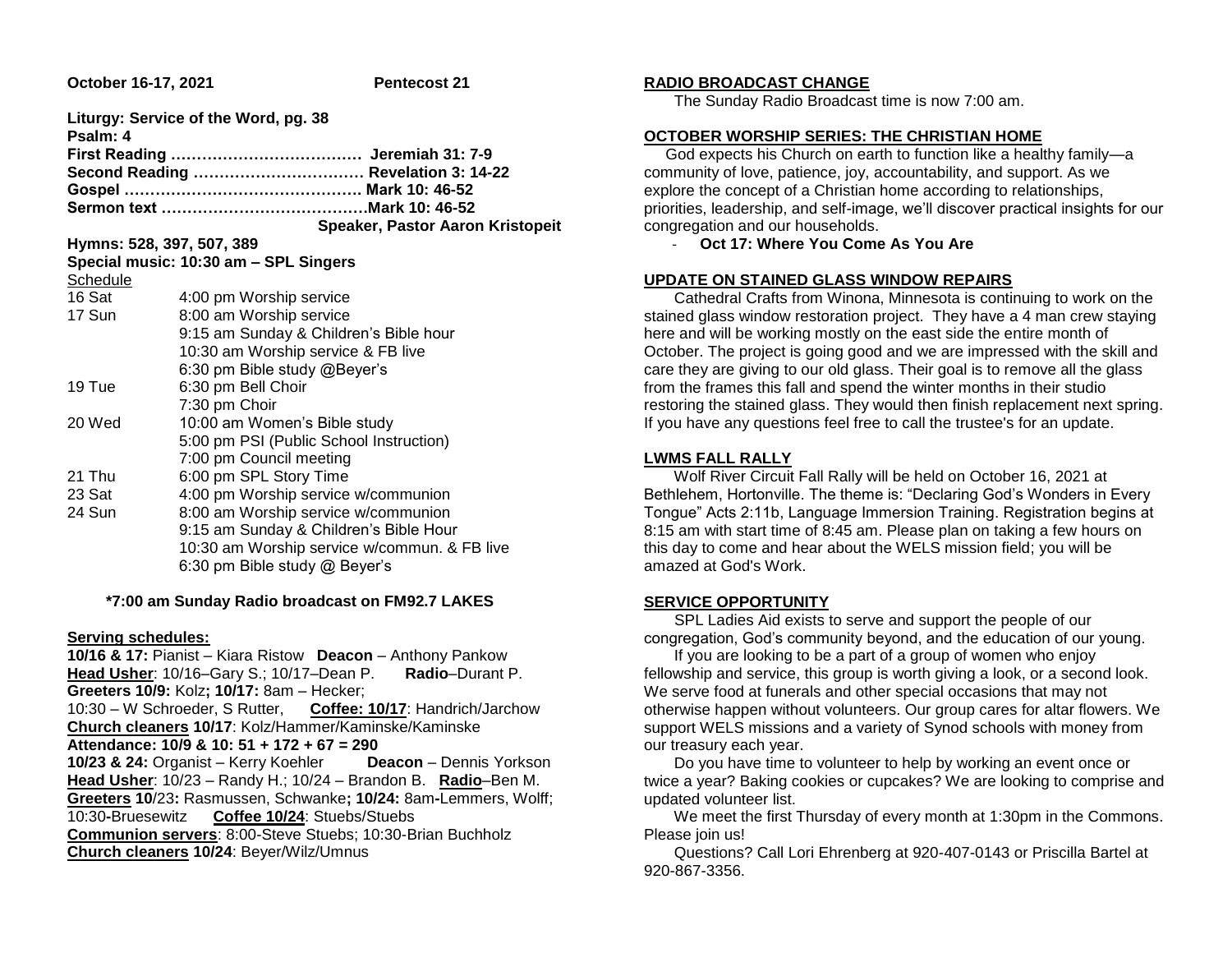**October 16-17, 2021** **Pentecost 21**

**Liturgy: Service of the Word, pg. 38**
**Psalm: 4**
**First Reading ……………………………… Jeremiah 31: 7-9**
**Second Reading …………………………… Revelation 3: 14-22**
**Gospel ……………………………………… Mark 10: 46-52**
**Sermon text …………………………………Mark 10: 46-52**
**Speaker, Pastor Aaron Kristopeit**

**Hymns: 528, 397, 507, 389**
**Special music: 10:30 am – SPL Singers**

Schedule

| | |
|---|---|
| 16 Sat | 4:00 pm Worship service |
| 17 Sun | 8:00 am Worship service |
| | 9:15 am Sunday & Children's Bible hour |
| | 10:30 am Worship service & FB live |
| | 6:30 pm Bible study @Beyer's |
| 19 Tue | 6:30 pm Bell Choir |
| | 7:30 pm Choir |
| 20 Wed | 10:00 am Women's Bible study |
| | 5:00 pm PSI (Public School Instruction) |
| | 7:00 pm Council meeting |
| 21 Thu | 6:00 pm SPL Story Time |
| 23 Sat | 4:00 pm Worship service w/communion |
| 24 Sun | 8:00 am Worship service w/communion |
| | 9:15 am Sunday & Children's Bible Hour |
| | 10:30 am Worship service w/commun. & FB live |
| | 6:30 pm Bible study @ Beyer's |

**\*7:00 am Sunday Radio broadcast on FM92.7 LAKES**

**Serving schedules:**

**10/16 & 17:** Pianist – Kiara Ristow **Deacon** – Anthony Pankow
**Head Usher**: 10/16–Gary S.; 10/17–Dean P. **Radio**–Durant P.
**Greeters 10/9:** Kolz**; 10/17:** 8am – Hecker;
10:30 – W Schroeder, S Rutter, **Coffee: 10/17**: Handrich/Jarchow
**Church cleaners 10/17**: Kolz/Hammer/Kaminske/Kaminske
**Attendance: 10/9 & 10: 51 + 172 + 67 = 290**
**10/23 & 24:** Organist – Kerry Koehler **Deacon** – Dennis Yorkson
**Head Usher**: 10/23 – Randy H.; 10/24 – Brandon B. **Radio**–Ben M.
**Greeters 10**/23**:** Rasmussen, Schwanke**; 10/24:** 8am**-**Lemmers, Wolff;
10:30**-**Bruesewitz **Coffee 10/24**: Stuebs/Stuebs
**Communion servers**: 8:00-Steve Stuebs; 10:30-Brian Buchholz
**Church cleaners 10/24**: Beyer/Wilz/Umnus

## RADIO BROADCAST CHANGE

The Sunday Radio Broadcast time is now 7:00 am.

## OCTOBER WORSHIP SERIES: THE CHRISTIAN HOME

God expects his Church on earth to function like a healthy family—a community of love, patience, joy, accountability, and support. As we explore the concept of a Christian home according to relationships, priorities, leadership, and self-image, we'll discover practical insights for our congregation and our households.

- **Oct 17: Where You Come As You Are**

## UPDATE ON STAINED GLASS WINDOW REPAIRS

Cathedral Crafts from Winona, Minnesota is continuing to work on the stained glass window restoration project. They have a 4 man crew staying here and will be working mostly on the east side the entire month of October. The project is going good and we are impressed with the skill and care they are giving to our old glass. Their goal is to remove all the glass from the frames this fall and spend the winter months in their studio restoring the stained glass. They would then finish replacement next spring. If you have any questions feel free to call the trustee's for an update.

## LWMS FALL RALLY

Wolf River Circuit Fall Rally will be held on October 16, 2021 at Bethlehem, Hortonville. The theme is: "Declaring God's Wonders in Every Tongue" Acts 2:11b, Language Immersion Training. Registration begins at 8:15 am with start time of 8:45 am. Please plan on taking a few hours on this day to come and hear about the WELS mission field; you will be amazed at God's Work.

## SERVICE OPPORTUNITY

SPL Ladies Aid exists to serve and support the people of our congregation, God's community beyond, and the education of our young.

If you are looking to be a part of a group of women who enjoy fellowship and service, this group is worth giving a look, or a second look. We serve food at funerals and other special occasions that may not otherwise happen without volunteers. Our group cares for altar flowers. We support WELS missions and a variety of Synod schools with money from our treasury each year.

Do you have time to volunteer to help by working an event once or twice a year? Baking cookies or cupcakes? We are looking to comprise and updated volunteer list.

We meet the first Thursday of every month at 1:30pm in the Commons. Please join us!

Questions? Call Lori Ehrenberg at 920-407-0143 or Priscilla Bartel at 920-867-3356.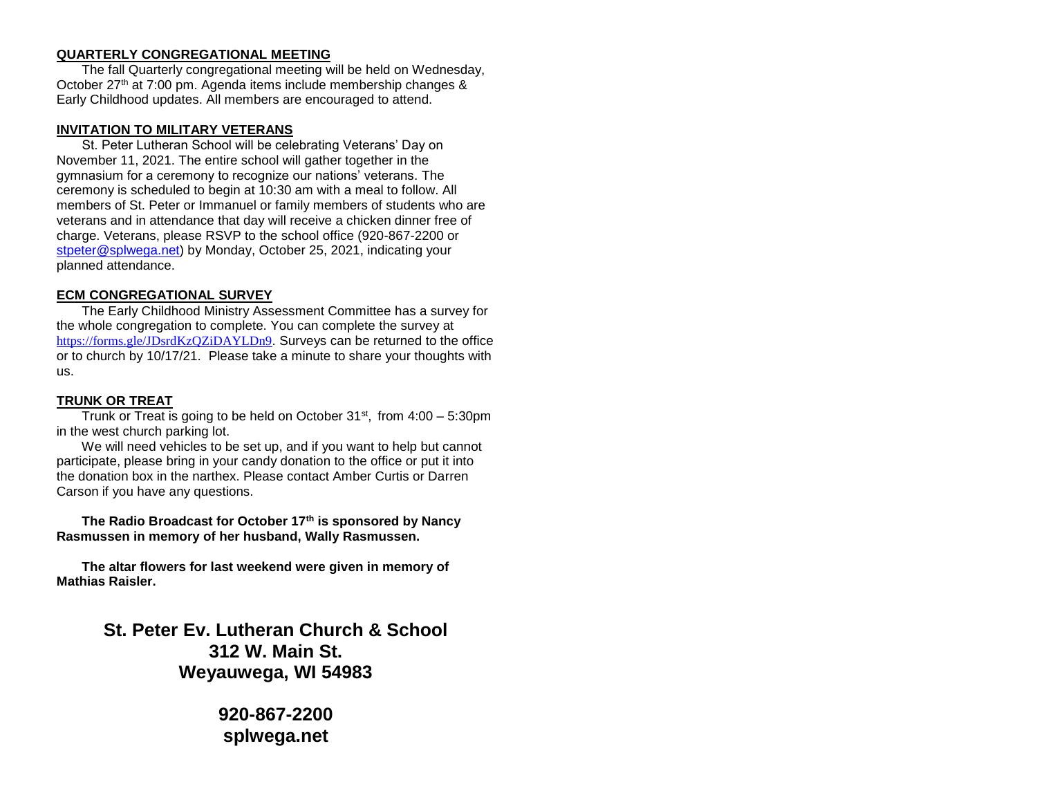## QUARTERLY CONGREGATIONAL MEETING

The fall Quarterly congregational meeting will be held on Wednesday, October 27th at 7:00 pm. Agenda items include membership changes & Early Childhood updates. All members are encouraged to attend.

## INVITATION TO MILITARY VETERANS

St. Peter Lutheran School will be celebrating Veterans' Day on November 11, 2021. The entire school will gather together in the gymnasium for a ceremony to recognize our nations' veterans. The ceremony is scheduled to begin at 10:30 am with a meal to follow. All members of St. Peter or Immanuel or family members of students who are veterans and in attendance that day will receive a chicken dinner free of charge. Veterans, please RSVP to the school office (920-867-2200 or stpeter@splwega.net) by Monday, October 25, 2021, indicating your planned attendance.

## ECM CONGREGATIONAL SURVEY

The Early Childhood Ministry Assessment Committee has a survey for the whole congregation to complete. You can complete the survey at https://forms.gle/JDsrdKzQZiDAYLDn9. Surveys can be returned to the office or to church by 10/17/21. Please take a minute to share your thoughts with us.

## TRUNK OR TREAT

Trunk or Treat is going to be held on October 31st, from 4:00 – 5:30pm in the west church parking lot.

We will need vehicles to be set up, and if you want to help but cannot participate, please bring in your candy donation to the office or put it into the donation box in the narthex. Please contact Amber Curtis or Darren Carson if you have any questions.

**The Radio Broadcast for October 17th is sponsored by Nancy Rasmussen in memory of her husband, Wally Rasmussen.**

**The altar flowers for last weekend were given in memory of Mathias Raisler.**

**St. Peter Ev. Lutheran Church & School**
**312 W. Main St.**
**Weyauwega, WI 54983**

**920-867-2200**
**splwega.net**